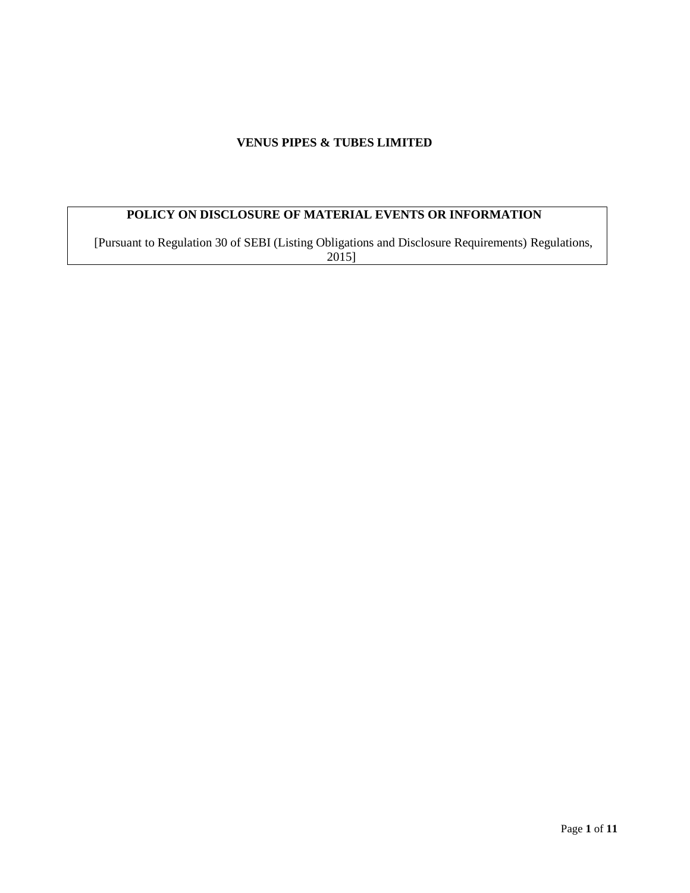# VENUS PIPES & TUBES LIMITED

## POLICY ON DISCLOSURE OF MATERIAL EVENTS OR INFORMATION

[Pursuant to Regulation 30 of SEBI (Listing Obligations and Disclosure Requirements) Regulations, 2015]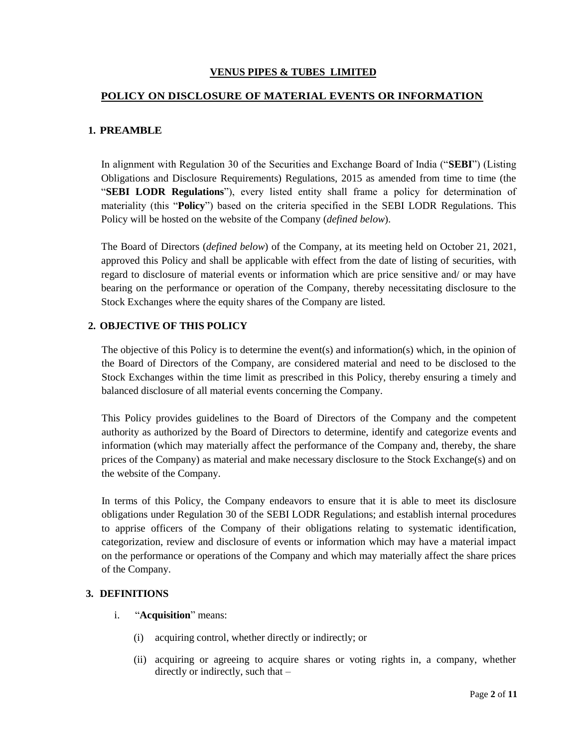**VENUS PIPES & TUBES LIMITED**

# POLICY ON DISCLOSURE OF MATERIAL EVENTS OR INFORMATION

## 1. PREAMBLE

In alignment with Regulation 30 of the Securities and Exchange Board of India ("**SEBI**") (Listing Obligations and Disclosure Requirements) Regulations, 2015 as amended from time to time (the "**SEBI LODR Regulations**"), every listed entity shall frame a policy for determination of materiality (this "**Policy**") based on the criteria specified in the SEBI LODR Regulations. This Policy will be hosted on the website of the Company (*defined below*).

The Board of Directors (*defined below*) of the Company, at its meeting held on October 21, 2021, approved this Policy and shall be applicable with effect from the date of listing of securities, with regard to disclosure of material events or information which are price sensitive and/ or may have bearing on the performance or operation of the Company, thereby necessitating disclosure to the Stock Exchanges where the equity shares of the Company are listed.

## 2. OBJECTIVE OF THIS POLICY

The objective of this Policy is to determine the event(s) and information(s) which, in the opinion of the Board of Directors of the Company, are considered material and need to be disclosed to the Stock Exchanges within the time limit as prescribed in this Policy, thereby ensuring a timely and balanced disclosure of all material events concerning the Company.

This Policy provides guidelines to the Board of Directors of the Company and the competent authority as authorized by the Board of Directors to determine, identify and categorize events and information (which may materially affect the performance of the Company and, thereby, the share prices of the Company) as material and make necessary disclosure to the Stock Exchange(s) and on the website of the Company.

In terms of this Policy, the Company endeavors to ensure that it is able to meet its disclosure obligations under Regulation 30 of the SEBI LODR Regulations; and establish internal procedures to apprise officers of the Company of their obligations relating to systematic identification, categorization, review and disclosure of events or information which may have a material impact on the performance or operations of the Company and which may materially affect the share prices of the Company.

## 3. DEFINITIONS

i. "**Acquisition**" means:

   (i) acquiring control, whether directly or indirectly; or

   (ii) acquiring or agreeing to acquire shares or voting rights in, a company, whether directly or indirectly, such that –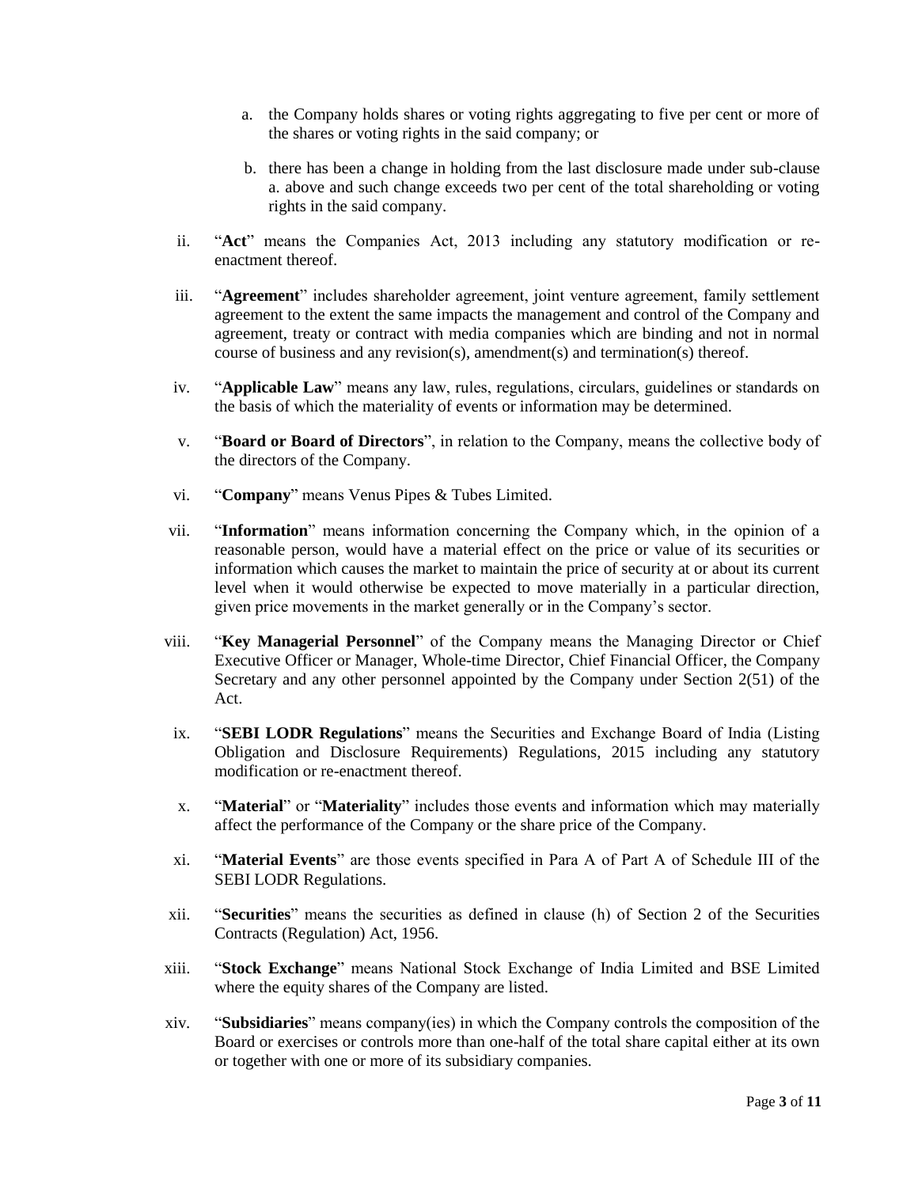a. the Company holds shares or voting rights aggregating to five per cent or more of the shares or voting rights in the said company; or

b. there has been a change in holding from the last disclosure made under sub-clause a. above and such change exceeds two per cent of the total shareholding or voting rights in the said company.

ii. "**Act**" means the Companies Act, 2013 including any statutory modification or re-enactment thereof.

iii. "**Agreement**" includes shareholder agreement, joint venture agreement, family settlement agreement to the extent the same impacts the management and control of the Company and agreement, treaty or contract with media companies which are binding and not in normal course of business and any revision(s), amendment(s) and termination(s) thereof.

iv. "**Applicable Law**" means any law, rules, regulations, circulars, guidelines or standards on the basis of which the materiality of events or information may be determined.

v. "**Board or Board of Directors**", in relation to the Company, means the collective body of the directors of the Company.

vi. "**Company**" means Venus Pipes & Tubes Limited.

vii. "**Information**" means information concerning the Company which, in the opinion of a reasonable person, would have a material effect on the price or value of its securities or information which causes the market to maintain the price of security at or about its current level when it would otherwise be expected to move materially in a particular direction, given price movements in the market generally or in the Company's sector.

viii. "**Key Managerial Personnel**" of the Company means the Managing Director or Chief Executive Officer or Manager, Whole-time Director, Chief Financial Officer, the Company Secretary and any other personnel appointed by the Company under Section 2(51) of the Act.

ix. "**SEBI LODR Regulations**" means the Securities and Exchange Board of India (Listing Obligation and Disclosure Requirements) Regulations, 2015 including any statutory modification or re-enactment thereof.

x. "**Material**" or "**Materiality**" includes those events and information which may materially affect the performance of the Company or the share price of the Company.

xi. "**Material Events**" are those events specified in Para A of Part A of Schedule III of the SEBI LODR Regulations.

xii. "**Securities**" means the securities as defined in clause (h) of Section 2 of the Securities Contracts (Regulation) Act, 1956.

xiii. "**Stock Exchange**" means National Stock Exchange of India Limited and BSE Limited where the equity shares of the Company are listed.

xiv. "**Subsidiaries**" means company(ies) in which the Company controls the composition of the Board or exercises or controls more than one-half of the total share capital either at its own or together with one or more of its subsidiary companies.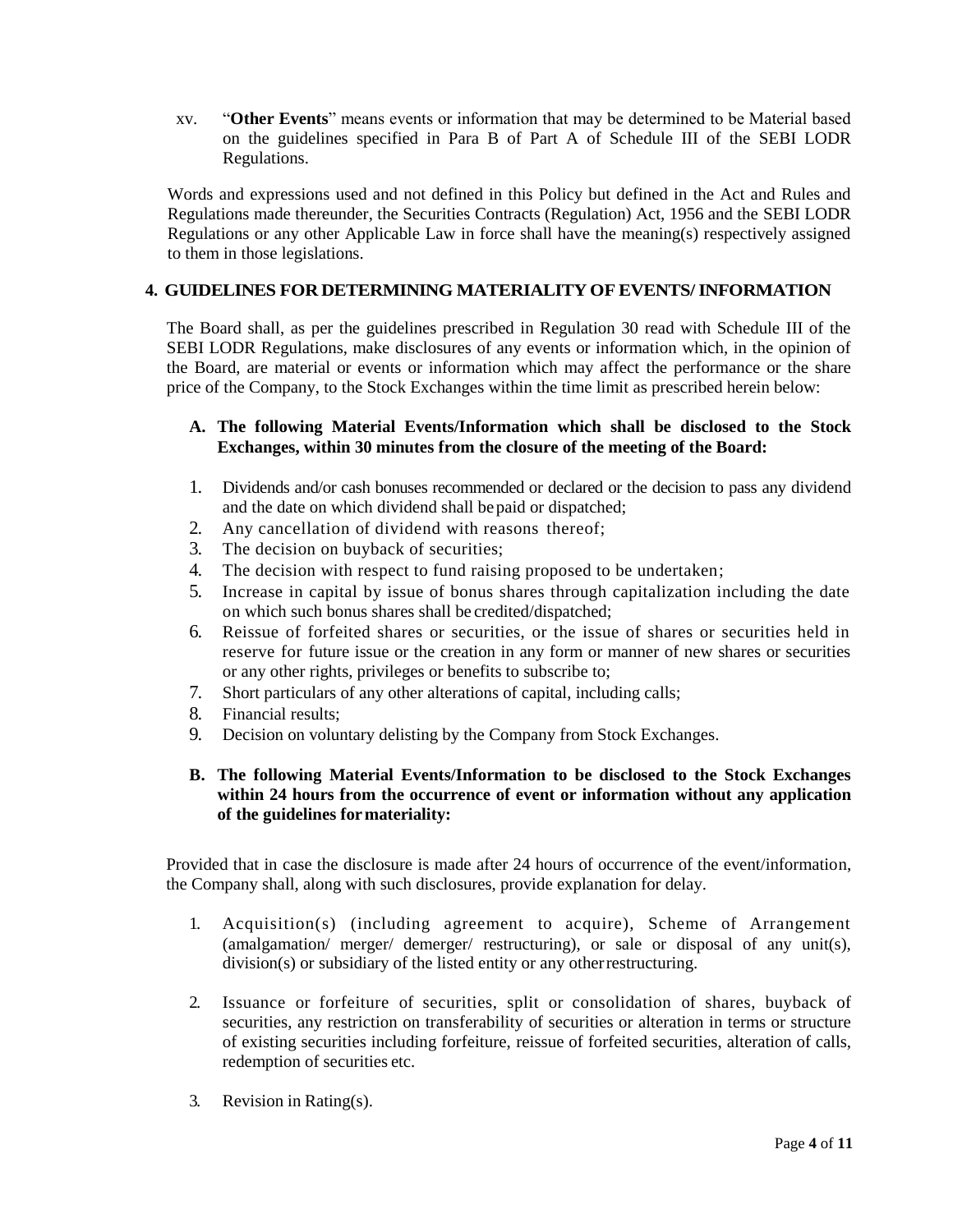xv. "**Other Events**" means events or information that may be determined to be Material based on the guidelines specified in Para B of Part A of Schedule III of the SEBI LODR Regulations.

Words and expressions used and not defined in this Policy but defined in the Act and Rules and Regulations made thereunder, the Securities Contracts (Regulation) Act, 1956 and the SEBI LODR Regulations or any other Applicable Law in force shall have the meaning(s) respectively assigned to them in those legislations.

## 4. GUIDELINES FOR DETERMINING MATERIALITY OF EVENTS/ INFORMATION

The Board shall, as per the guidelines prescribed in Regulation 30 read with Schedule III of the SEBI LODR Regulations, make disclosures of any events or information which, in the opinion of the Board, are material or events or information which may affect the performance or the share price of the Company, to the Stock Exchanges within the time limit as prescribed herein below:

### A. The following Material Events/Information which shall be disclosed to the Stock Exchanges, within 30 minutes from the closure of the meeting of the Board:

1. Dividends and/or cash bonuses recommended or declared or the decision to pass any dividend and the date on which dividend shall be paid or dispatched;
2. Any cancellation of dividend with reasons thereof;
3. The decision on buyback of securities;
4. The decision with respect to fund raising proposed to be undertaken;
5. Increase in capital by issue of bonus shares through capitalization including the date on which such bonus shares shall be credited/dispatched;
6. Reissue of forfeited shares or securities, or the issue of shares or securities held in reserve for future issue or the creation in any form or manner of new shares or securities or any other rights, privileges or benefits to subscribe to;
7. Short particulars of any other alterations of capital, including calls;
8. Financial results;
9. Decision on voluntary delisting by the Company from Stock Exchanges.

### B. The following Material Events/Information to be disclosed to the Stock Exchanges within 24 hours from the occurrence of event or information without any application of the guidelines for materiality:

Provided that in case the disclosure is made after 24 hours of occurrence of the event/information, the Company shall, along with such disclosures, provide explanation for delay.

1. Acquisition(s) (including agreement to acquire), Scheme of Arrangement (amalgamation/ merger/ demerger/ restructuring), or sale or disposal of any unit(s), division(s) or subsidiary of the listed entity or any other restructuring.

2. Issuance or forfeiture of securities, split or consolidation of shares, buyback of securities, any restriction on transferability of securities or alteration in terms or structure of existing securities including forfeiture, reissue of forfeited securities, alteration of calls, redemption of securities etc.

3. Revision in Rating(s).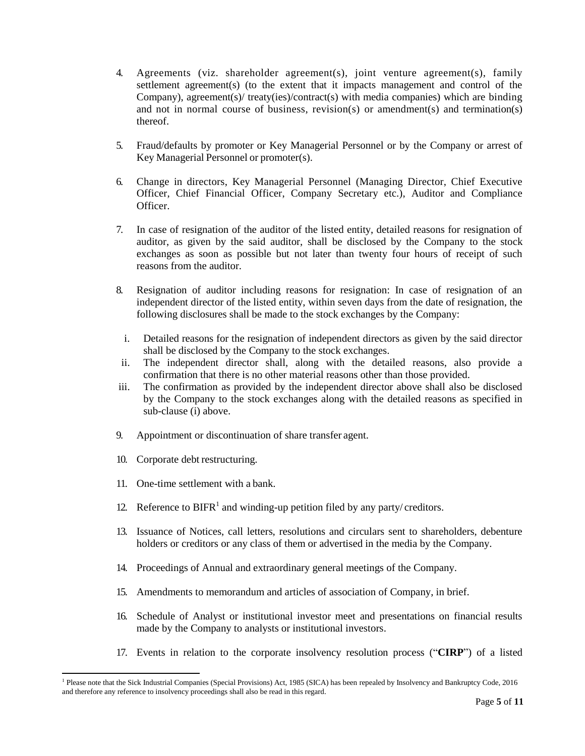4. Agreements (viz. shareholder agreement(s), joint venture agreement(s), family settlement agreement(s) (to the extent that it impacts management and control of the Company), agreement(s)/ treaty(ies)/contract(s) with media companies) which are binding and not in normal course of business, revision(s) or amendment(s) and termination(s) thereof.

5. Fraud/defaults by promoter or Key Managerial Personnel or by the Company or arrest of Key Managerial Personnel or promoter(s).

6. Change in directors, Key Managerial Personnel (Managing Director, Chief Executive Officer, Chief Financial Officer, Company Secretary etc.), Auditor and Compliance Officer.

7. In case of resignation of the auditor of the listed entity, detailed reasons for resignation of auditor, as given by the said auditor, shall be disclosed by the Company to the stock exchanges as soon as possible but not later than twenty four hours of receipt of such reasons from the auditor.

8. Resignation of auditor including reasons for resignation: In case of resignation of an independent director of the listed entity, within seven days from the date of resignation, the following disclosures shall be made to the stock exchanges by the Company:

   i. Detailed reasons for the resignation of independent directors as given by the said director shall be disclosed by the Company to the stock exchanges.
   ii. The independent director shall, along with the detailed reasons, also provide a confirmation that there is no other material reasons other than those provided.
   iii. The confirmation as provided by the independent director above shall also be disclosed by the Company to the stock exchanges along with the detailed reasons as specified in sub-clause (i) above.

9. Appointment or discontinuation of share transfer agent.

10. Corporate debt restructuring.

11. One-time settlement with a bank.

12. Reference to BIFR[1] and winding-up petition filed by any party/ creditors.

13. Issuance of Notices, call letters, resolutions and circulars sent to shareholders, debenture holders or creditors or any class of them or advertised in the media by the Company.

14. Proceedings of Annual and extraordinary general meetings of the Company.

15. Amendments to memorandum and articles of association of Company, in brief.

16. Schedule of Analyst or institutional investor meet and presentations on financial results made by the Company to analysts or institutional investors.

17. Events in relation to the corporate insolvency resolution process ("**CIRP**") of a listed

[1] Please note that the Sick Industrial Companies (Special Provisions) Act, 1985 (SICA) has been repealed by Insolvency and Bankruptcy Code, 2016 and therefore any reference to insolvency proceedings shall also be read in this regard.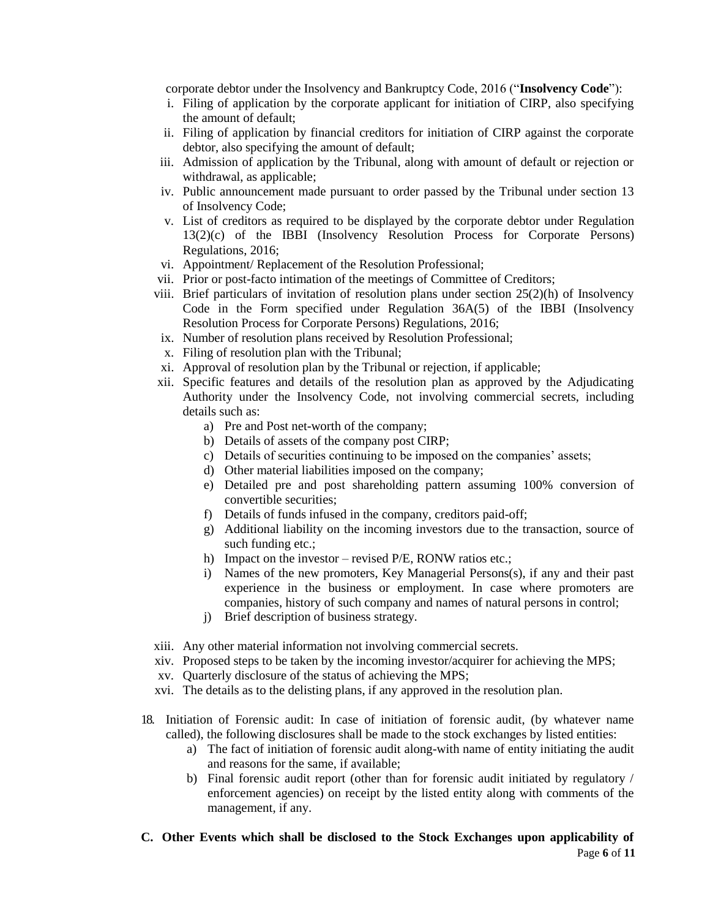corporate debtor under the Insolvency and Bankruptcy Code, 2016 (“**Insolvency Code**”):

i. Filing of application by the corporate applicant for initiation of CIRP, also specifying the amount of default;
ii. Filing of application by financial creditors for initiation of CIRP against the corporate debtor, also specifying the amount of default;
iii. Admission of application by the Tribunal, along with amount of default or rejection or withdrawal, as applicable;
iv. Public announcement made pursuant to order passed by the Tribunal under section 13 of Insolvency Code;
v. List of creditors as required to be displayed by the corporate debtor under Regulation 13(2)(c) of the IBBI (Insolvency Resolution Process for Corporate Persons) Regulations, 2016;
vi. Appointment/ Replacement of the Resolution Professional;
vii. Prior or post-facto intimation of the meetings of Committee of Creditors;
viii. Brief particulars of invitation of resolution plans under section 25(2)(h) of Insolvency Code in the Form specified under Regulation 36A(5) of the IBBI (Insolvency Resolution Process for Corporate Persons) Regulations, 2016;
ix. Number of resolution plans received by Resolution Professional;
x. Filing of resolution plan with the Tribunal;
xi. Approval of resolution plan by the Tribunal or rejection, if applicable;
xii. Specific features and details of the resolution plan as approved by the Adjudicating Authority under the Insolvency Code, not involving commercial secrets, including details such as:
    a) Pre and Post net-worth of the company;
    b) Details of assets of the company post CIRP;
    c) Details of securities continuing to be imposed on the companies’ assets;
    d) Other material liabilities imposed on the company;
    e) Detailed pre and post shareholding pattern assuming 100% conversion of convertible securities;
    f) Details of funds infused in the company, creditors paid-off;
    g) Additional liability on the incoming investors due to the transaction, source of such funding etc.;
    h) Impact on the investor – revised P/E, RONW ratios etc.;
    i) Names of the new promoters, Key Managerial Persons(s), if any and their past experience in the business or employment. In case where promoters are companies, history of such company and names of natural persons in control;
    j) Brief description of business strategy.
xiii. Any other material information not involving commercial secrets.
xiv. Proposed steps to be taken by the incoming investor/acquirer for achieving the MPS;
xv. Quarterly disclosure of the status of achieving the MPS;
xvi. The details as to the delisting plans, if any approved in the resolution plan.

18. Initiation of Forensic audit: In case of initiation of forensic audit, (by whatever name called), the following disclosures shall be made to the stock exchanges by listed entities:
    a) The fact of initiation of forensic audit along-with name of entity initiating the audit and reasons for the same, if available;
    b) Final forensic audit report (other than for forensic audit initiated by regulatory / enforcement agencies) on receipt by the listed entity along with comments of the management, if any.

**C. Other Events which shall be disclosed to the Stock Exchanges upon applicability of**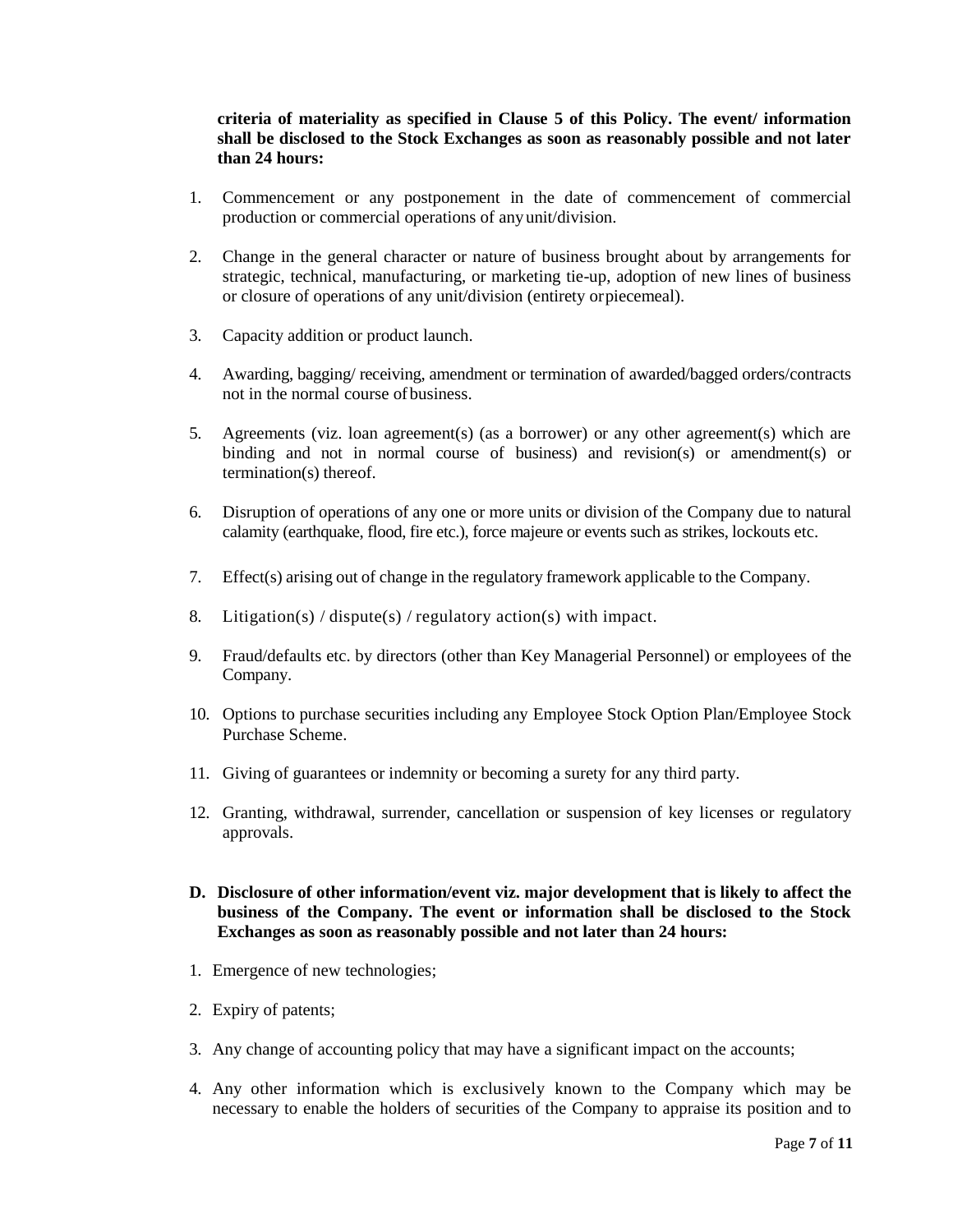**criteria of materiality as specified in Clause 5 of this Policy. The event/ information shall be disclosed to the Stock Exchanges as soon as reasonably possible and not later than 24 hours:**

1. Commencement or any postponement in the date of commencement of commercial production or commercial operations of any unit/division.

2. Change in the general character or nature of business brought about by arrangements for strategic, technical, manufacturing, or marketing tie-up, adoption of new lines of business or closure of operations of any unit/division (entirety or piecemeal).

3. Capacity addition or product launch.

4. Awarding, bagging/ receiving, amendment or termination of awarded/bagged orders/contracts not in the normal course of business.

5. Agreements (viz. loan agreement(s) (as a borrower) or any other agreement(s) which are binding and not in normal course of business) and revision(s) or amendment(s) or termination(s) thereof.

6. Disruption of operations of any one or more units or division of the Company due to natural calamity (earthquake, flood, fire etc.), force majeure or events such as strikes, lockouts etc.

7. Effect(s) arising out of change in the regulatory framework applicable to the Company.

8. Litigation(s) / dispute(s) / regulatory action(s) with impact.

9. Fraud/defaults etc. by directors (other than Key Managerial Personnel) or employees of the Company.

10. Options to purchase securities including any Employee Stock Option Plan/Employee Stock Purchase Scheme.

11. Giving of guarantees or indemnity or becoming a surety for any third party.

12. Granting, withdrawal, surrender, cancellation or suspension of key licenses or regulatory approvals.

**D. Disclosure of other information/event viz. major development that is likely to affect the business of the Company. The event or information shall be disclosed to the Stock Exchanges as soon as reasonably possible and not later than 24 hours:**

1. Emergence of new technologies;

2. Expiry of patents;

3. Any change of accounting policy that may have a significant impact on the accounts;

4. Any other information which is exclusively known to the Company which may be necessary to enable the holders of securities of the Company to appraise its position and to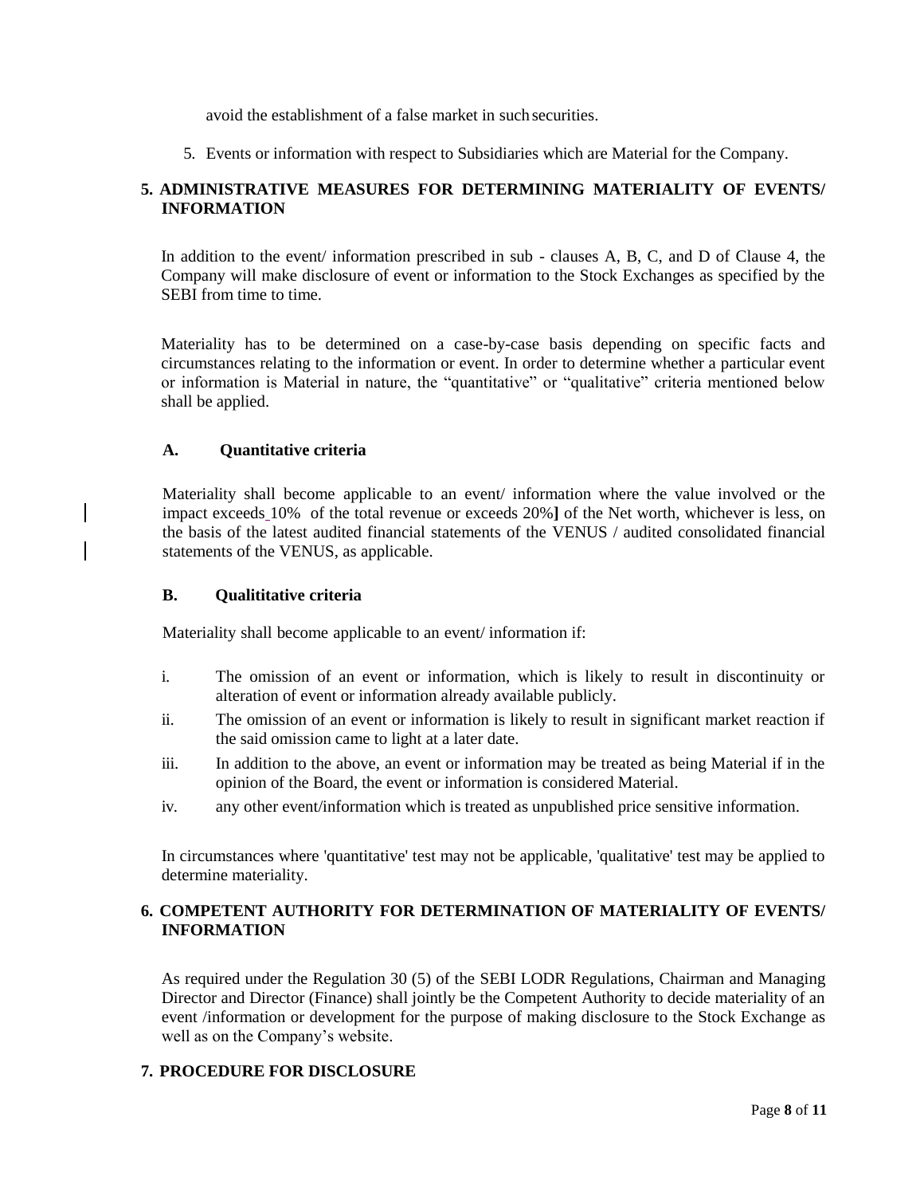avoid the establishment of a false market in such securities.

5. Events or information with respect to Subsidiaries which are Material for the Company.

## 5. ADMINISTRATIVE MEASURES FOR DETERMINING MATERIALITY OF EVENTS/ INFORMATION

In addition to the event/ information prescribed in sub - clauses A, B, C, and D of Clause 4, the Company will make disclosure of event or information to the Stock Exchanges as specified by the SEBI from time to time.

Materiality has to be determined on a case-by-case basis depending on specific facts and circumstances relating to the information or event. In order to determine whether a particular event or information is Material in nature, the "quantitative" or "qualitative" criteria mentioned below shall be applied.

### A. Quantitative criteria

Materiality shall become applicable to an event/ information where the value involved or the impact exceeds 10% of the total revenue or exceeds 20%] of the Net worth, whichever is less, on the basis of the latest audited financial statements of the VENUS / audited consolidated financial statements of the VENUS, as applicable.

### B. Qualititative criteria

Materiality shall become applicable to an event/ information if:

i. The omission of an event or information, which is likely to result in discontinuity or alteration of event or information already available publicly.

ii. The omission of an event or information is likely to result in significant market reaction if the said omission came to light at a later date.

iii. In addition to the above, an event or information may be treated as being Material if in the opinion of the Board, the event or information is considered Material.

iv. any other event/information which is treated as unpublished price sensitive information.

In circumstances where 'quantitative' test may not be applicable, 'qualitative' test may be applied to determine materiality.

## 6. COMPETENT AUTHORITY FOR DETERMINATION OF MATERIALITY OF EVENTS/ INFORMATION

As required under the Regulation 30 (5) of the SEBI LODR Regulations, Chairman and Managing Director and Director (Finance) shall jointly be the Competent Authority to decide materiality of an event /information or development for the purpose of making disclosure to the Stock Exchange as well as on the Company's website.

## 7. PROCEDURE FOR DISCLOSURE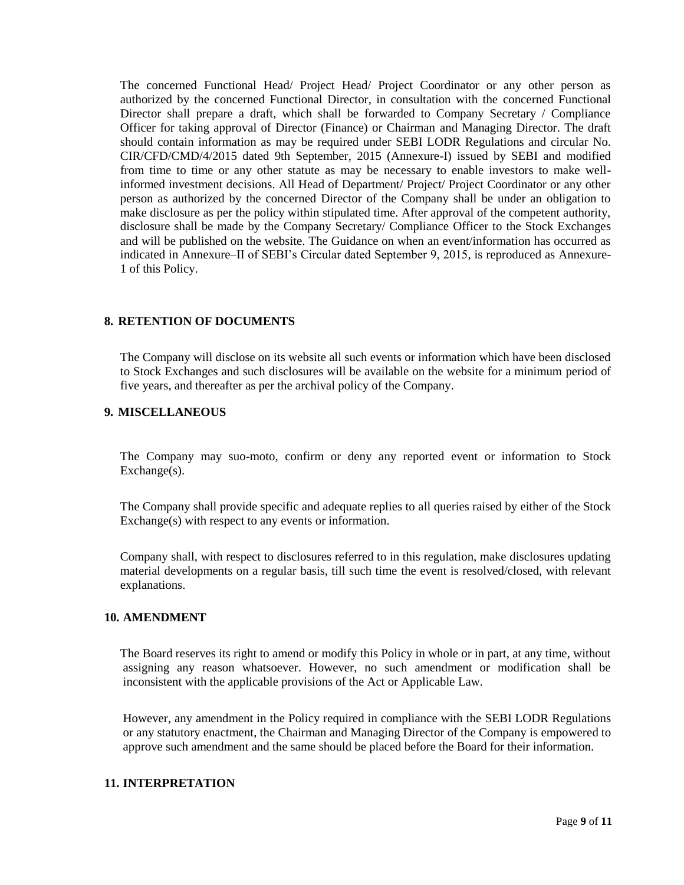The concerned Functional Head/ Project Head/ Project Coordinator or any other person as authorized by the concerned Functional Director, in consultation with the concerned Functional Director shall prepare a draft, which shall be forwarded to Company Secretary / Compliance Officer for taking approval of Director (Finance) or Chairman and Managing Director. The draft should contain information as may be required under SEBI LODR Regulations and circular No. CIR/CFD/CMD/4/2015 dated 9th September, 2015 (Annexure-I) issued by SEBI and modified from time to time or any other statute as may be necessary to enable investors to make well-informed investment decisions. All Head of Department/ Project/ Project Coordinator or any other person as authorized by the concerned Director of the Company shall be under an obligation to make disclosure as per the policy within stipulated time. After approval of the competent authority, disclosure shall be made by the Company Secretary/ Compliance Officer to the Stock Exchanges and will be published on the website. The Guidance on when an event/information has occurred as indicated in Annexure–II of SEBI's Circular dated September 9, 2015, is reproduced as Annexure-1 of this Policy.

## 8. RETENTION OF DOCUMENTS

The Company will disclose on its website all such events or information which have been disclosed to Stock Exchanges and such disclosures will be available on the website for a minimum period of five years, and thereafter as per the archival policy of the Company.

## 9. MISCELLANEOUS

The Company may suo-moto, confirm or deny any reported event or information to Stock Exchange(s).

The Company shall provide specific and adequate replies to all queries raised by either of the Stock Exchange(s) with respect to any events or information.

Company shall, with respect to disclosures referred to in this regulation, make disclosures updating material developments on a regular basis, till such time the event is resolved/closed, with relevant explanations.

## 10. AMENDMENT

The Board reserves its right to amend or modify this Policy in whole or in part, at any time, without assigning any reason whatsoever. However, no such amendment or modification shall be inconsistent with the applicable provisions of the Act or Applicable Law.

However, any amendment in the Policy required in compliance with the SEBI LODR Regulations or any statutory enactment, the Chairman and Managing Director of the Company is empowered to approve such amendment and the same should be placed before the Board for their information.

## 11. INTERPRETATION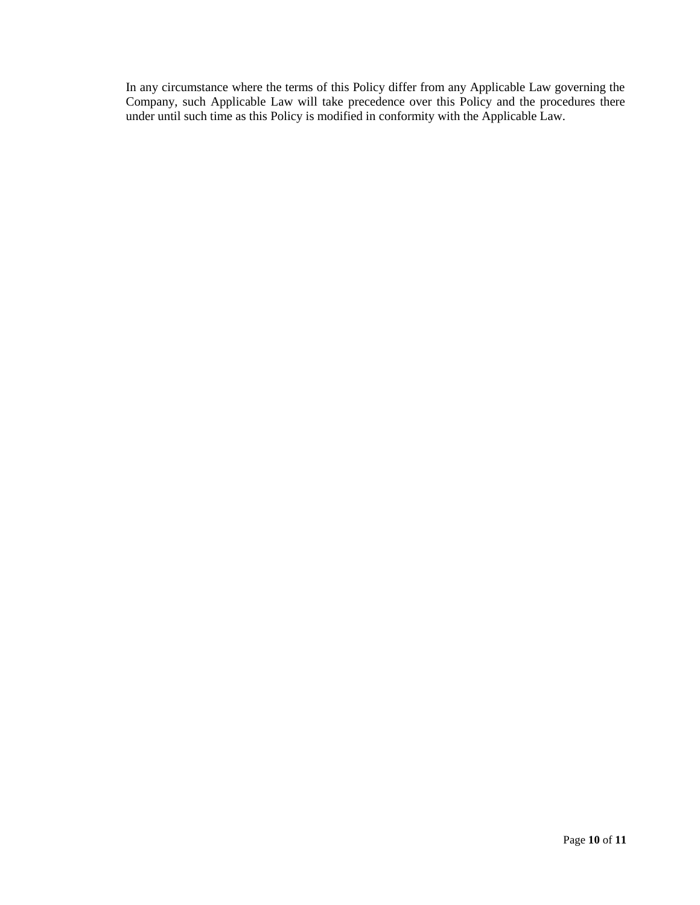In any circumstance where the terms of this Policy differ from any Applicable Law governing the Company, such Applicable Law will take precedence over this Policy and the procedures there under until such time as this Policy is modified in conformity with the Applicable Law.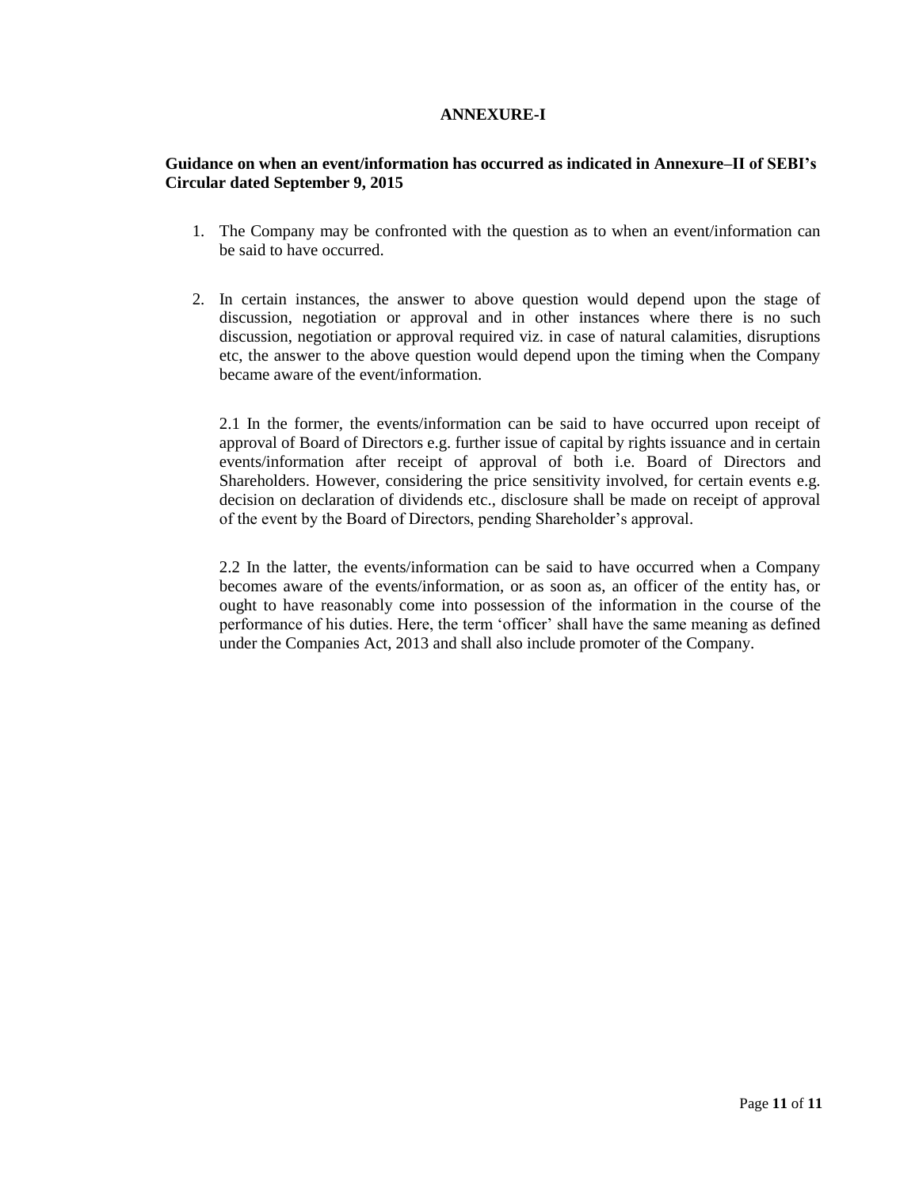# ANNEXURE-I

**Guidance on when an event/information has occurred as indicated in Annexure–II of SEBI's Circular dated September 9, 2015**

1. The Company may be confronted with the question as to when an event/information can be said to have occurred.

2. In certain instances, the answer to above question would depend upon the stage of discussion, negotiation or approval and in other instances where there is no such discussion, negotiation or approval required viz. in case of natural calamities, disruptions etc, the answer to the above question would depend upon the timing when the Company became aware of the event/information.

   2.1 In the former, the events/information can be said to have occurred upon receipt of approval of Board of Directors e.g. further issue of capital by rights issuance and in certain events/information after receipt of approval of both i.e. Board of Directors and Shareholders. However, considering the price sensitivity involved, for certain events e.g. decision on declaration of dividends etc., disclosure shall be made on receipt of approval of the event by the Board of Directors, pending Shareholder's approval.

   2.2 In the latter, the events/information can be said to have occurred when a Company becomes aware of the events/information, or as soon as, an officer of the entity has, or ought to have reasonably come into possession of the information in the course of the performance of his duties. Here, the term 'officer' shall have the same meaning as defined under the Companies Act, 2013 and shall also include promoter of the Company.